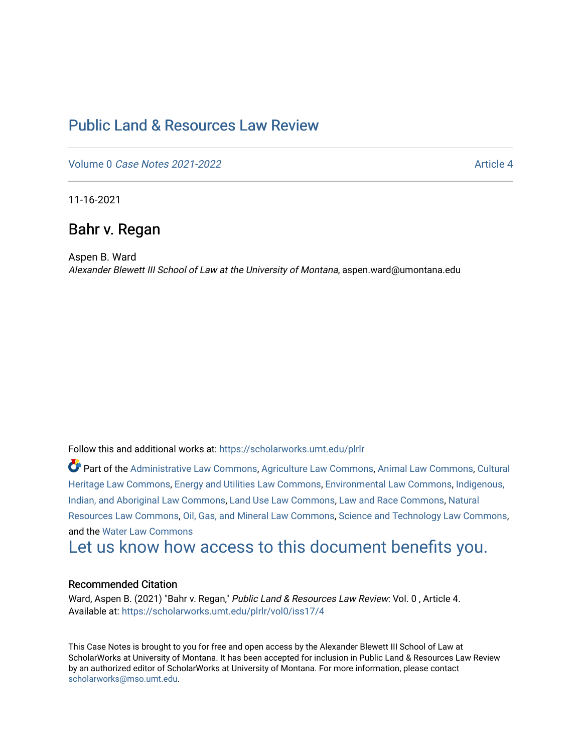# Public Land & Resources Law Review

Volume 0 *Case Notes 2021-2022* Article 4

11-16-2021

## Bahr v. Regan

Aspen B. Ward
*Alexander Blewett III School of Law at the University of Montana*, aspen.ward@umontana.edu

Follow this and additional works at: https://scholarworks.umt.edu/plrlr

Part of the Administrative Law Commons, Agriculture Law Commons, Animal Law Commons, Cultural Heritage Law Commons, Energy and Utilities Law Commons, Environmental Law Commons, Indigenous, Indian, and Aboriginal Law Commons, Land Use Law Commons, Law and Race Commons, Natural Resources Law Commons, Oil, Gas, and Mineral Law Commons, Science and Technology Law Commons, and the Water Law Commons

Let us know how access to this document benefits you.

### Recommended Citation

Ward, Aspen B. (2021) "Bahr v. Regan," *Public Land & Resources Law Review*: Vol. 0 , Article 4.
Available at: https://scholarworks.umt.edu/plrlr/vol0/iss17/4

This Case Notes is brought to you for free and open access by the Alexander Blewett III School of Law at ScholarWorks at University of Montana. It has been accepted for inclusion in Public Land & Resources Law Review by an authorized editor of ScholarWorks at University of Montana. For more information, please contact scholarworks@mso.umt.edu.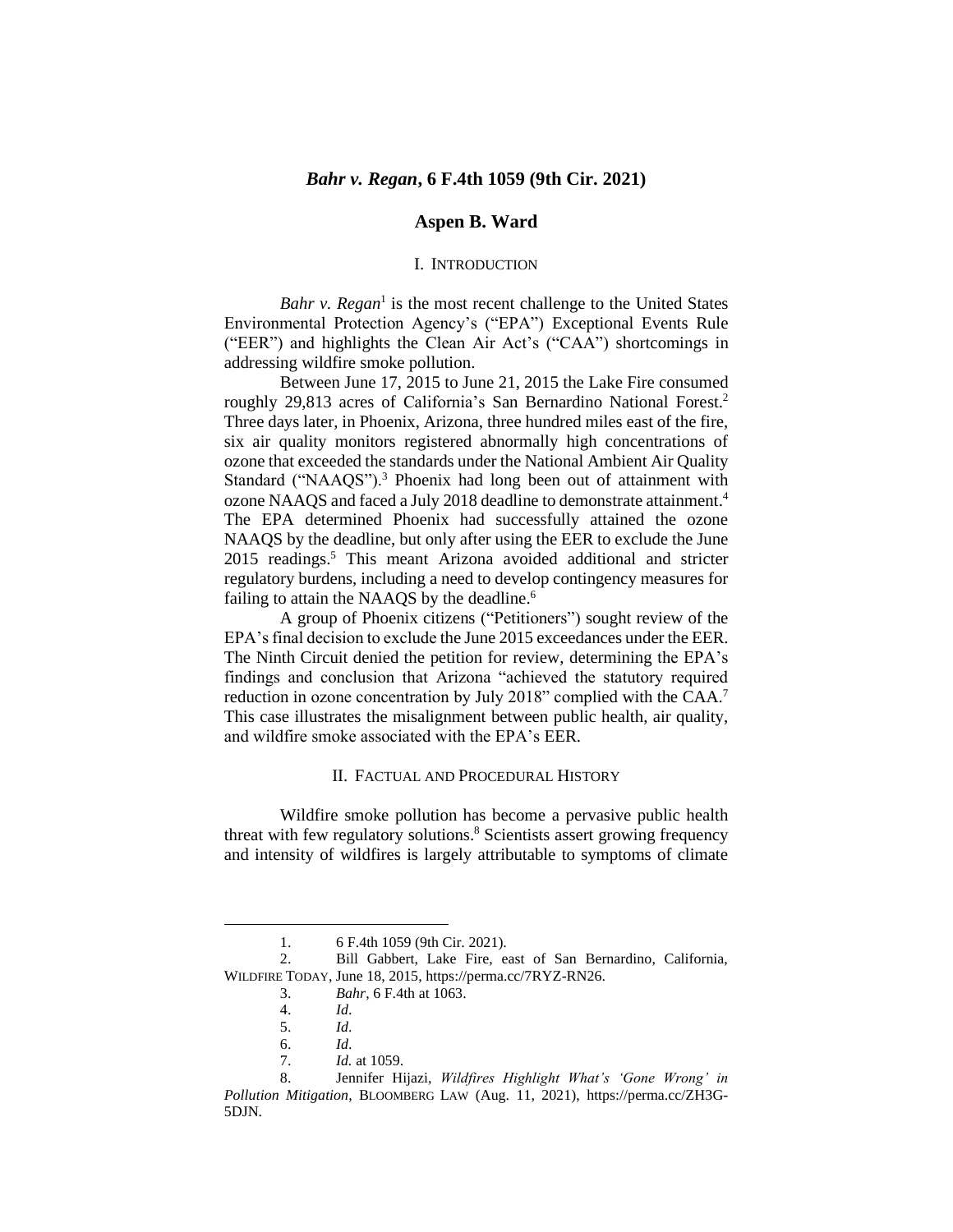# *Bahr v. Regan*, 6 F.4th 1059 (9th Cir. 2021)

## Aspen B. Ward

### I. INTRODUCTION

*Bahr v. Regan*[1] is the most recent challenge to the United States Environmental Protection Agency's ("EPA") Exceptional Events Rule ("EER") and highlights the Clean Air Act's ("CAA") shortcomings in addressing wildfire smoke pollution.

Between June 17, 2015 to June 21, 2015 the Lake Fire consumed roughly 29,813 acres of California's San Bernardino National Forest.[2] Three days later, in Phoenix, Arizona, three hundred miles east of the fire, six air quality monitors registered abnormally high concentrations of ozone that exceeded the standards under the National Ambient Air Quality Standard ("NAAQS").[3] Phoenix had long been out of attainment with ozone NAAQS and faced a July 2018 deadline to demonstrate attainment.[4] The EPA determined Phoenix had successfully attained the ozone NAAQS by the deadline, but only after using the EER to exclude the June 2015 readings.[5] This meant Arizona avoided additional and stricter regulatory burdens, including a need to develop contingency measures for failing to attain the NAAQS by the deadline.[6]

A group of Phoenix citizens ("Petitioners") sought review of the EPA's final decision to exclude the June 2015 exceedances under the EER. The Ninth Circuit denied the petition for review, determining the EPA's findings and conclusion that Arizona "achieved the statutory required reduction in ozone concentration by July 2018" complied with the CAA.[7] This case illustrates the misalignment between public health, air quality, and wildfire smoke associated with the EPA's EER.

### II. FACTUAL AND PROCEDURAL HISTORY

Wildfire smoke pollution has become a pervasive public health threat with few regulatory solutions.[8] Scientists assert growing frequency and intensity of wildfires is largely attributable to symptoms of climate

---

1. 6 F.4th 1059 (9th Cir. 2021).
2. Bill Gabbert, Lake Fire, east of San Bernardino, California, WILDFIRE TODAY, June 18, 2015, https://perma.cc/7RYZ-RN26.
3. *Bahr*, 6 F.4th at 1063.
4. *Id*.
5. *Id*.
6. *Id*.
7. *Id.* at 1059.
8. Jennifer Hijazi, *Wildfires Highlight What's 'Gone Wrong' in Pollution Mitigation*, BLOOMBERG LAW (Aug. 11, 2021), https://perma.cc/ZH3G-5DJN.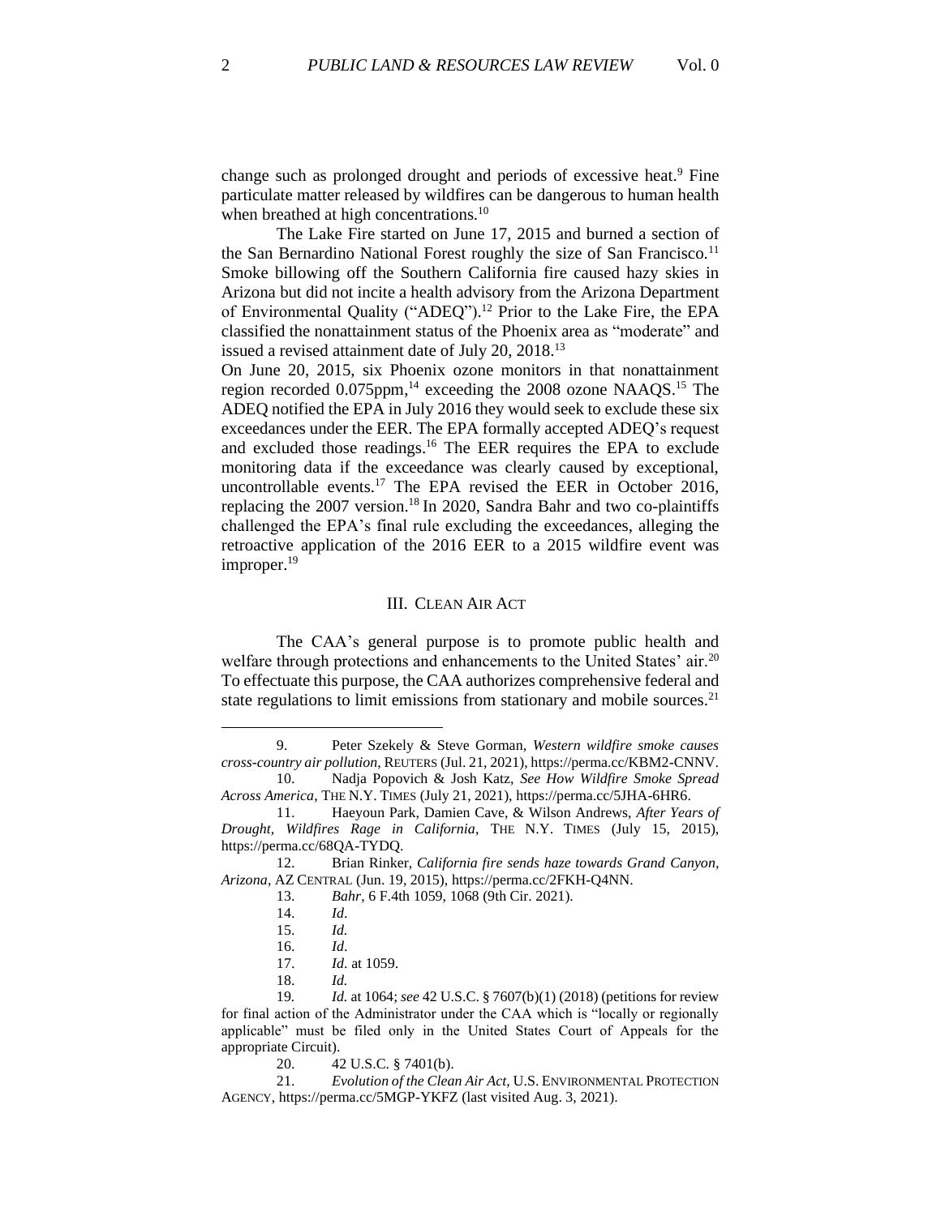change such as prolonged drought and periods of excessive heat.[9] Fine particulate matter released by wildfires can be dangerous to human health when breathed at high concentrations.[10]

The Lake Fire started on June 17, 2015 and burned a section of the San Bernardino National Forest roughly the size of San Francisco.[11] Smoke billowing off the Southern California fire caused hazy skies in Arizona but did not incite a health advisory from the Arizona Department of Environmental Quality ("ADEQ").[12] Prior to the Lake Fire, the EPA classified the nonattainment status of the Phoenix area as "moderate" and issued a revised attainment date of July 20, 2018.[13]

On June 20, 2015, six Phoenix ozone monitors in that nonattainment region recorded 0.075ppm,[14] exceeding the 2008 ozone NAAQS.[15] The ADEQ notified the EPA in July 2016 they would seek to exclude these six exceedances under the EER. The EPA formally accepted ADEQ's request and excluded those readings.[16] The EER requires the EPA to exclude monitoring data if the exceedance was clearly caused by exceptional, uncontrollable events.[17] The EPA revised the EER in October 2016, replacing the 2007 version.[18] In 2020, Sandra Bahr and two co-plaintiffs challenged the EPA's final rule excluding the exceedances, alleging the retroactive application of the 2016 EER to a 2015 wildfire event was improper.[19]

## III. CLEAN AIR ACT

The CAA's general purpose is to promote public health and welfare through protections and enhancements to the United States' air.[20] To effectuate this purpose, the CAA authorizes comprehensive federal and state regulations to limit emissions from stationary and mobile sources.[21]

---

9. Peter Szekely & Steve Gorman, *Western wildfire smoke causes cross-country air pollution*, REUTERS (Jul. 21, 2021), https://perma.cc/KBM2-CNNV.

10. Nadja Popovich & Josh Katz, *See How Wildfire Smoke Spread Across America*, THE N.Y. TIMES (July 21, 2021), https://perma.cc/5JHA-6HR6.

11. Haeyoun Park, Damien Cave, & Wilson Andrews, *After Years of Drought, Wildfires Rage in California*, THE N.Y. TIMES (July 15, 2015), https://perma.cc/68QA-TYDQ.

12. Brian Rinker, *California fire sends haze towards Grand Canyon, Arizona*, AZ CENTRAL (Jun. 19, 2015), https://perma.cc/2FKH-Q4NN.

13. *Bahr*, 6 F.4th 1059, 1068 (9th Cir. 2021).

14. *Id*.

15. *Id.*

16. *Id*.

17. *Id*. at 1059.

18. *Id.*

19. *Id.* at 1064; *see* 42 U.S.C. § 7607(b)(1) (2018) (petitions for review for final action of the Administrator under the CAA which is "locally or regionally applicable" must be filed only in the United States Court of Appeals for the appropriate Circuit).

20. 42 U.S.C. § 7401(b).

21. *Evolution of the Clean Air Act*, U.S. ENVIRONMENTAL PROTECTION AGENCY, https://perma.cc/5MGP-YKFZ (last visited Aug. 3, 2021).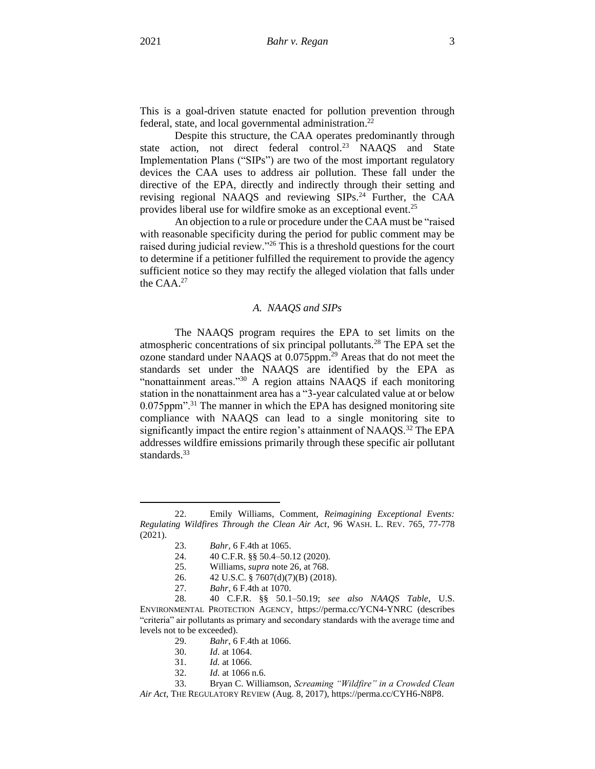This is a goal-driven statute enacted for pollution prevention through federal, state, and local governmental administration.[22]

Despite this structure, the CAA operates predominantly through state action, not direct federal control.[23] NAAQS and State Implementation Plans ("SIPs") are two of the most important regulatory devices the CAA uses to address air pollution. These fall under the directive of the EPA, directly and indirectly through their setting and revising regional NAAQS and reviewing SIPs.[24] Further, the CAA provides liberal use for wildfire smoke as an exceptional event.[25]

An objection to a rule or procedure under the CAA must be "raised with reasonable specificity during the period for public comment may be raised during judicial review."[26] This is a threshold questions for the court to determine if a petitioner fulfilled the requirement to provide the agency sufficient notice so they may rectify the alleged violation that falls under the CAA.[27]

### *A. NAAQS and SIPs*

The NAAQS program requires the EPA to set limits on the atmospheric concentrations of six principal pollutants.[28] The EPA set the ozone standard under NAAQS at 0.075ppm.[29] Areas that do not meet the standards set under the NAAQS are identified by the EPA as "nonattainment areas."[30] A region attains NAAQS if each monitoring station in the nonattainment area has a "3-year calculated value at or below 0.075ppm".[31] The manner in which the EPA has designed monitoring site compliance with NAAQS can lead to a single monitoring site to significantly impact the entire region's attainment of NAAQS.[32] The EPA addresses wildfire emissions primarily through these specific air pollutant standards.[33]

---

22. Emily Williams, Comment, *Reimagining Exceptional Events: Regulating Wildfires Through the Clean Air Act*, 96 WASH. L. REV. 765, 77-778 (2021).

23. *Bahr*, 6 F.4th at 1065.

24. 40 C.F.R. §§ 50.4–50.12 (2020).

25. Williams, *supra* note 26, at 768.

26. 42 U.S.C. § 7607(d)(7)(B) (2018).

27. *Bahr*, 6 F.4th at 1070.

28. 40 C.F.R. §§ 50.1–50.19; *see also NAAQS Table*, U.S. ENVIRONMENTAL PROTECTION AGENCY, https://perma.cc/YCN4-YNRC (describes "criteria" air pollutants as primary and secondary standards with the average time and levels not to be exceeded).

29. *Bahr*, 6 F.4th at 1066.

30. *Id*. at 1064.

31. *Id.* at 1066.

32. *Id.* at 1066 n.6.

33. Bryan C. Williamson, *Screaming "Wildfire" in a Crowded Clean Air Act*, THE REGULATORY REVIEW (Aug. 8, 2017), https://perma.cc/CYH6-N8P8.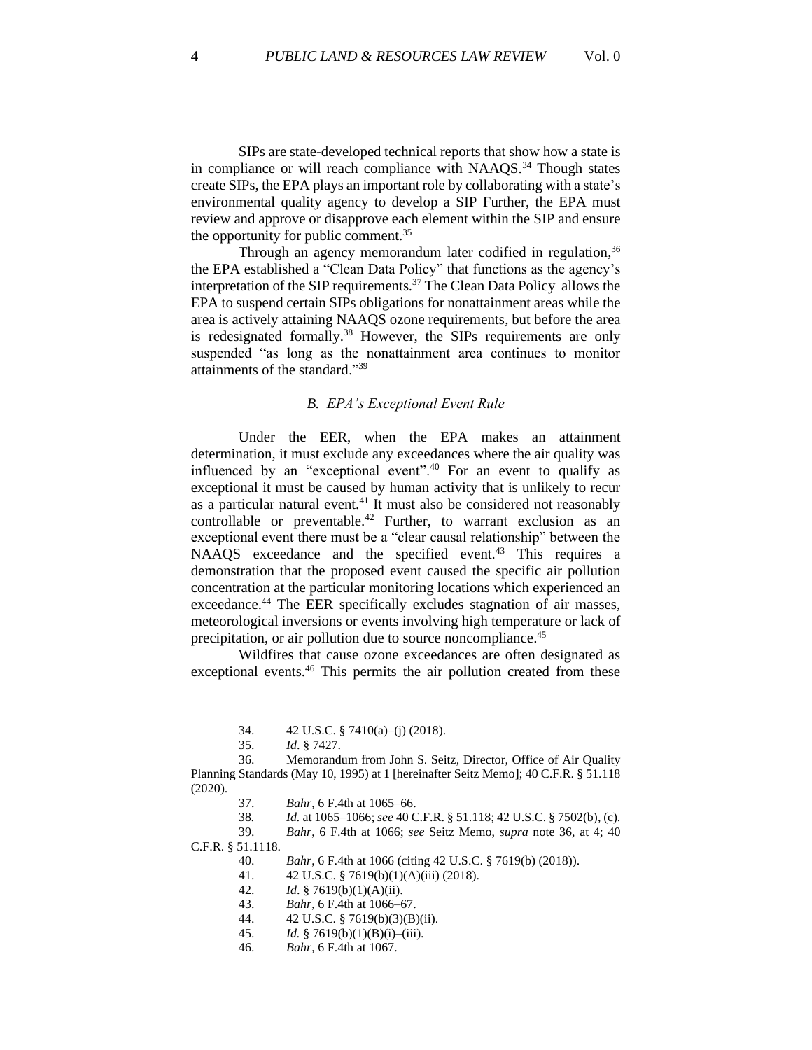SIPs are state-developed technical reports that show how a state is in compliance or will reach compliance with NAAQS.[34] Though states create SIPs, the EPA plays an important role by collaborating with a state's environmental quality agency to develop a SIP Further, the EPA must review and approve or disapprove each element within the SIP and ensure the opportunity for public comment.[35]

Through an agency memorandum later codified in regulation,[36] the EPA established a "Clean Data Policy" that functions as the agency's interpretation of the SIP requirements.[37] The Clean Data Policy allows the EPA to suspend certain SIPs obligations for nonattainment areas while the area is actively attaining NAAQS ozone requirements, but before the area is redesignated formally.[38] However, the SIPs requirements are only suspended "as long as the nonattainment area continues to monitor attainments of the standard."[39]

### *B. EPA's Exceptional Event Rule*

Under the EER, when the EPA makes an attainment determination, it must exclude any exceedances where the air quality was influenced by an "exceptional event".[40] For an event to qualify as exceptional it must be caused by human activity that is unlikely to recur as a particular natural event.[41] It must also be considered not reasonably controllable or preventable.[42] Further, to warrant exclusion as an exceptional event there must be a "clear causal relationship" between the NAAQS exceedance and the specified event.[43] This requires a demonstration that the proposed event caused the specific air pollution concentration at the particular monitoring locations which experienced an exceedance.[44] The EER specifically excludes stagnation of air masses, meteorological inversions or events involving high temperature or lack of precipitation, or air pollution due to source noncompliance.[45]

Wildfires that cause ozone exceedances are often designated as exceptional events.[46] This permits the air pollution created from these

---

34. 42 U.S.C. § 7410(a)–(j) (2018).
35. *Id*. § 7427.
36. Memorandum from John S. Seitz, Director, Office of Air Quality Planning Standards (May 10, 1995) at 1 [hereinafter Seitz Memo]; 40 C.F.R. § 51.118 (2020).
37. *Bahr*, 6 F.4th at 1065–66.
38. *Id.* at 1065–1066; *see* 40 C.F.R. § 51.118; 42 U.S.C. § 7502(b), (c).
39. *Bahr*, 6 F.4th at 1066; *see* Seitz Memo, *supra* note 36, at 4; 40 C.F.R. § 51.1118.
40. *Bahr*, 6 F.4th at 1066 (citing 42 U.S.C. § 7619(b) (2018)).
41. 42 U.S.C. § 7619(b)(1)(A)(iii) (2018).
42. *Id*. § 7619(b)(1)(A)(ii).
43. *Bahr*, 6 F.4th at 1066–67.
44. 42 U.S.C. § 7619(b)(3)(B)(ii).
45. *Id.* § 7619(b)(1)(B)(i)–(iii).
46. *Bahr*, 6 F.4th at 1067.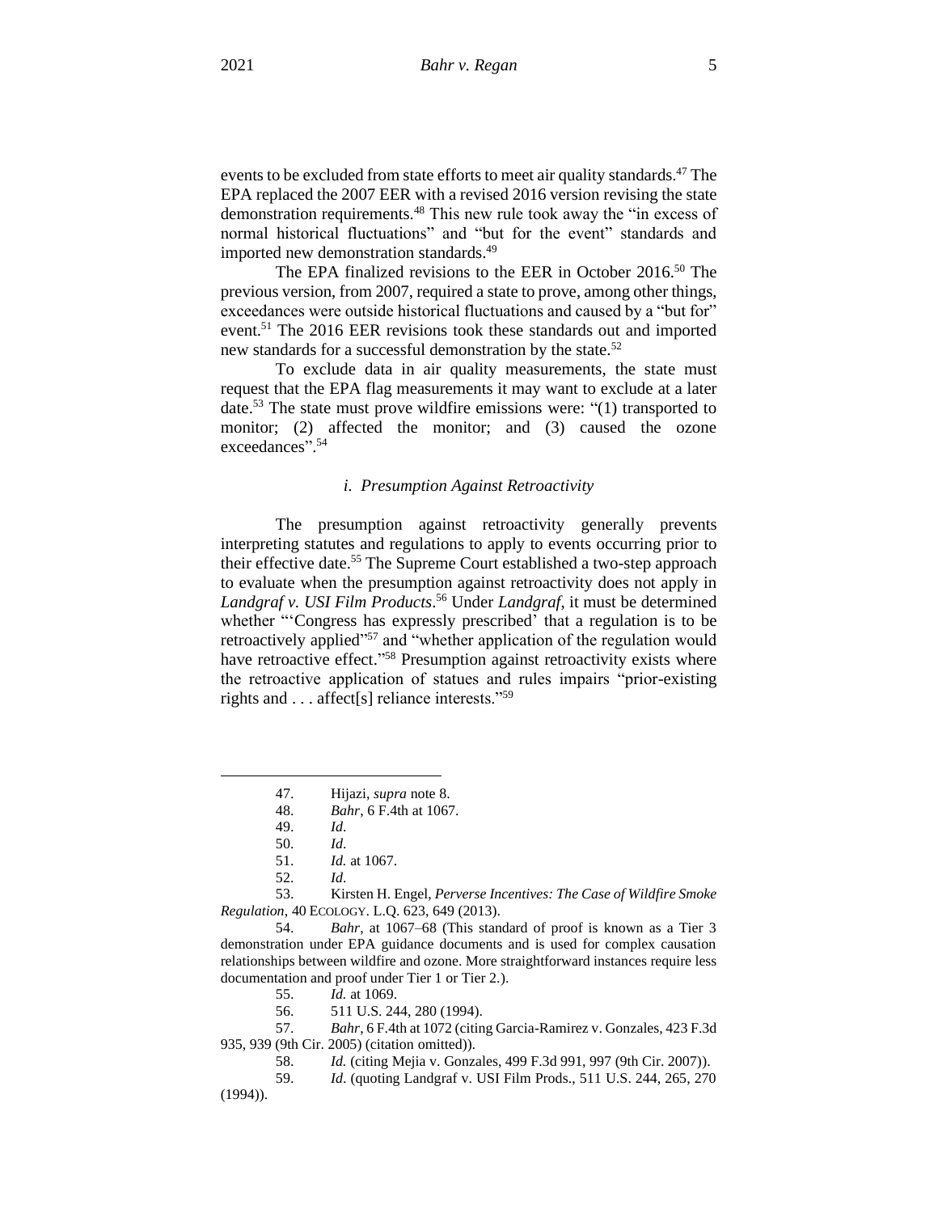events to be excluded from state efforts to meet air quality standards.[47] The EPA replaced the 2007 EER with a revised 2016 version revising the state demonstration requirements.[48] This new rule took away the "in excess of normal historical fluctuations" and "but for the event" standards and imported new demonstration standards.[49]

The EPA finalized revisions to the EER in October 2016.[50] The previous version, from 2007, required a state to prove, among other things, exceedances were outside historical fluctuations and caused by a "but for" event.[51] The 2016 EER revisions took these standards out and imported new standards for a successful demonstration by the state.[52]

To exclude data in air quality measurements, the state must request that the EPA flag measurements it may want to exclude at a later date.[53] The state must prove wildfire emissions were: "(1) transported to monitor; (2) affected the monitor; and (3) caused the ozone exceedances".[54]

### *i. Presumption Against Retroactivity*

The presumption against retroactivity generally prevents interpreting statutes and regulations to apply to events occurring prior to their effective date.[55] The Supreme Court established a two-step approach to evaluate when the presumption against retroactivity does not apply in *Landgraf v. USI Film Products*.[56] Under *Landgraf*, it must be determined whether "'Congress has expressly prescribed' that a regulation is to be retroactively applied"[57] and "whether application of the regulation would have retroactive effect."[58] Presumption against retroactivity exists where the retroactive application of statues and rules impairs "prior-existing rights and . . . affect[s] reliance interests."[59]

---

47. Hijazi, *supra* note 8.

48. *Bahr*, 6 F.4th at 1067.

49. *Id*.

50. *Id*.

51. *Id.* at 1067.

52. *Id*.

53. Kirsten H. Engel, *Perverse Incentives: The Case of Wildfire Smoke Regulation*, 40 ECOLOGY. L.Q. 623, 649 (2013).

54. *Bahr*, at 1067–68 (This standard of proof is known as a Tier 3 demonstration under EPA guidance documents and is used for complex causation relationships between wildfire and ozone. More straightforward instances require less documentation and proof under Tier 1 or Tier 2.).

55. *Id.* at 1069.

56. 511 U.S. 244, 280 (1994).

57. *Bahr*, 6 F.4th at 1072 (citing Garcia-Ramirez v. Gonzales, 423 F.3d 935, 939 (9th Cir. 2005) (citation omitted)).

58. *Id.* (citing Mejia v. Gonzales, 499 F.3d 991, 997 (9th Cir. 2007)).

59. *Id*. (quoting Landgraf v. USI Film Prods., 511 U.S. 244, 265, 270 (1994)).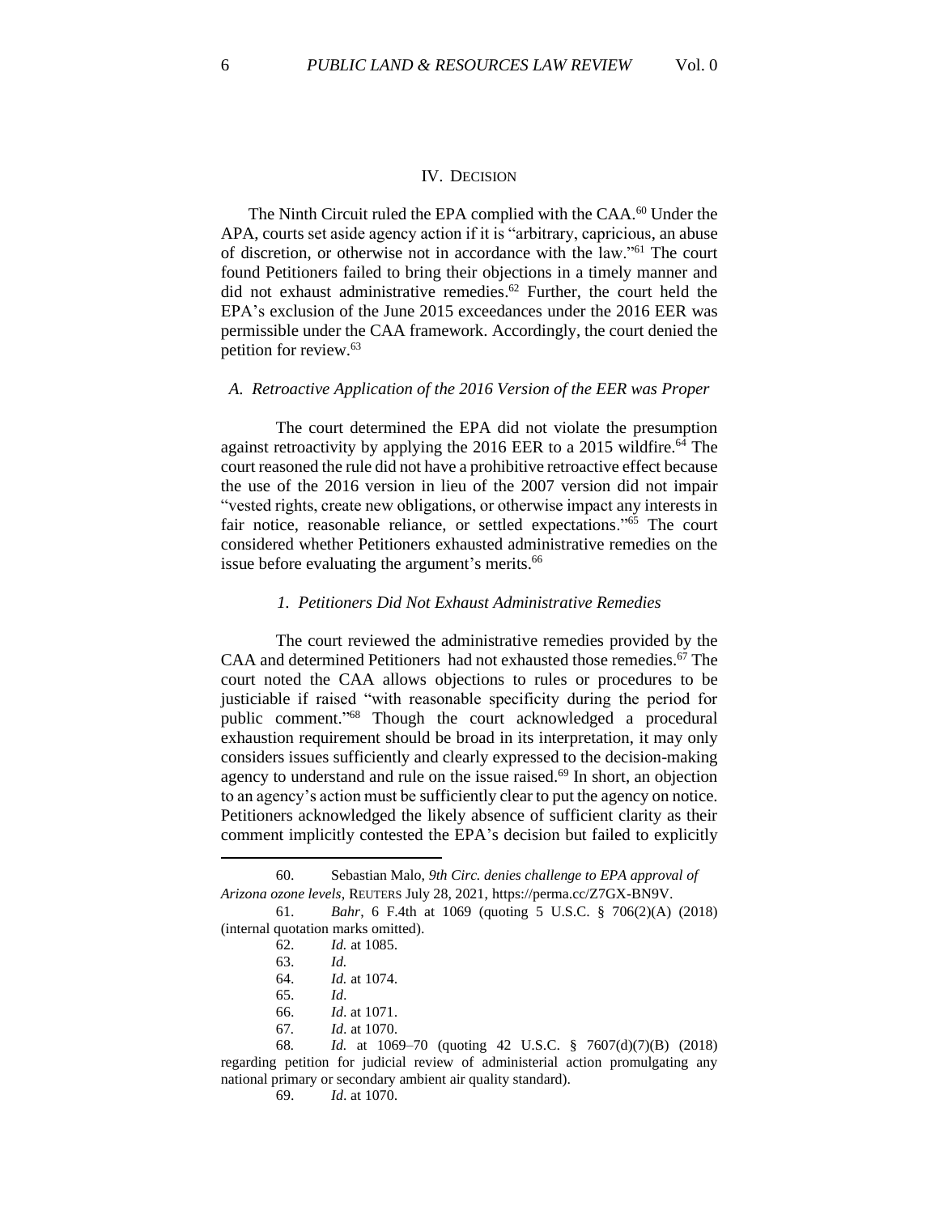## IV. DECISION

The Ninth Circuit ruled the EPA complied with the CAA.[60] Under the APA, courts set aside agency action if it is "arbitrary, capricious, an abuse of discretion, or otherwise not in accordance with the law."[61] The court found Petitioners failed to bring their objections in a timely manner and did not exhaust administrative remedies.[62] Further, the court held the EPA's exclusion of the June 2015 exceedances under the 2016 EER was permissible under the CAA framework. Accordingly, the court denied the petition for review.[63]

### *A. Retroactive Application of the 2016 Version of the EER was Proper*

The court determined the EPA did not violate the presumption against retroactivity by applying the 2016 EER to a 2015 wildfire.[64] The court reasoned the rule did not have a prohibitive retroactive effect because the use of the 2016 version in lieu of the 2007 version did not impair "vested rights, create new obligations, or otherwise impact any interests in fair notice, reasonable reliance, or settled expectations."[65] The court considered whether Petitioners exhausted administrative remedies on the issue before evaluating the argument's merits.[66]

#### *1. Petitioners Did Not Exhaust Administrative Remedies*

The court reviewed the administrative remedies provided by the CAA and determined Petitioners had not exhausted those remedies.[67] The court noted the CAA allows objections to rules or procedures to be justiciable if raised "with reasonable specificity during the period for public comment."[68] Though the court acknowledged a procedural exhaustion requirement should be broad in its interpretation, it may only considers issues sufficiently and clearly expressed to the decision-making agency to understand and rule on the issue raised.[69] In short, an objection to an agency's action must be sufficiently clear to put the agency on notice. Petitioners acknowledged the likely absence of sufficient clarity as their comment implicitly contested the EPA's decision but failed to explicitly

---

60. Sebastian Malo, *9th Circ. denies challenge to EPA approval of Arizona ozone levels*, REUTERS July 28, 2021, https://perma.cc/Z7GX-BN9V.

61. *Bahr*, 6 F.4th at 1069 (quoting 5 U.S.C. § 706(2)(A) (2018) (internal quotation marks omitted).

62. *Id.* at 1085.

63. *Id.*

64. *Id.* at 1074.

65. *Id.*

66. *Id*. at 1071.

67. *Id*. at 1070.

68. *Id.* at 1069–70 (quoting 42 U.S.C. § 7607(d)(7)(B) (2018) regarding petition for judicial review of administerial action promulgating any national primary or secondary ambient air quality standard).

69. *Id*. at 1070.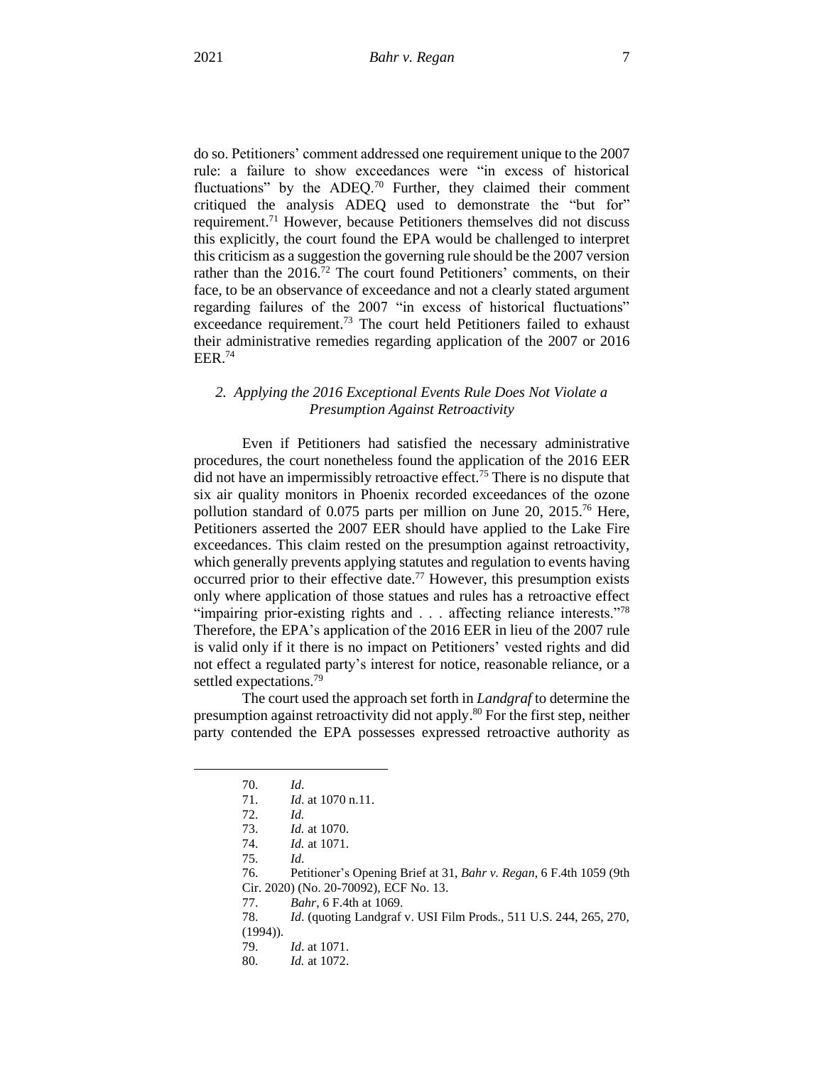do so. Petitioners' comment addressed one requirement unique to the 2007 rule: a failure to show exceedances were "in excess of historical fluctuations" by the ADEQ.[70] Further, they claimed their comment critiqued the analysis ADEQ used to demonstrate the "but for" requirement.[71] However, because Petitioners themselves did not discuss this explicitly, the court found the EPA would be challenged to interpret this criticism as a suggestion the governing rule should be the 2007 version rather than the 2016.[72] The court found Petitioners' comments, on their face, to be an observance of exceedance and not a clearly stated argument regarding failures of the 2007 "in excess of historical fluctuations" exceedance requirement.[73] The court held Petitioners failed to exhaust their administrative remedies regarding application of the 2007 or 2016 EER.[74]

### *2. Applying the 2016 Exceptional Events Rule Does Not Violate a Presumption Against Retroactivity*

Even if Petitioners had satisfied the necessary administrative procedures, the court nonetheless found the application of the 2016 EER did not have an impermissibly retroactive effect.[75] There is no dispute that six air quality monitors in Phoenix recorded exceedances of the ozone pollution standard of 0.075 parts per million on June 20, 2015.[76] Here, Petitioners asserted the 2007 EER should have applied to the Lake Fire exceedances. This claim rested on the presumption against retroactivity, which generally prevents applying statutes and regulation to events having occurred prior to their effective date.[77] However, this presumption exists only where application of those statues and rules has a retroactive effect "impairing prior-existing rights and . . . affecting reliance interests."[78] Therefore, the EPA's application of the 2016 EER in lieu of the 2007 rule is valid only if it there is no impact on Petitioners' vested rights and did not effect a regulated party's interest for notice, reasonable reliance, or a settled expectations.[79]

The court used the approach set forth in *Landgraf* to determine the presumption against retroactivity did not apply.[80] For the first step, neither party contended the EPA possesses expressed retroactive authority as

---

70. *Id.*

71. *Id.* at 1070 n.11.

72. *Id.*

73. *Id.* at 1070.

74. *Id.* at 1071.

75. *Id.*

76. Petitioner's Opening Brief at 31, *Bahr v. Regan*, 6 F.4th 1059 (9th Cir. 2020) (No. 20-70092), ECF No. 13.

77. *Bahr*, 6 F.4th at 1069.

78. *Id.* (quoting Landgraf v. USI Film Prods., 511 U.S. 244, 265, 270, (1994)).

79. *Id.* at 1071.

80. *Id.* at 1072.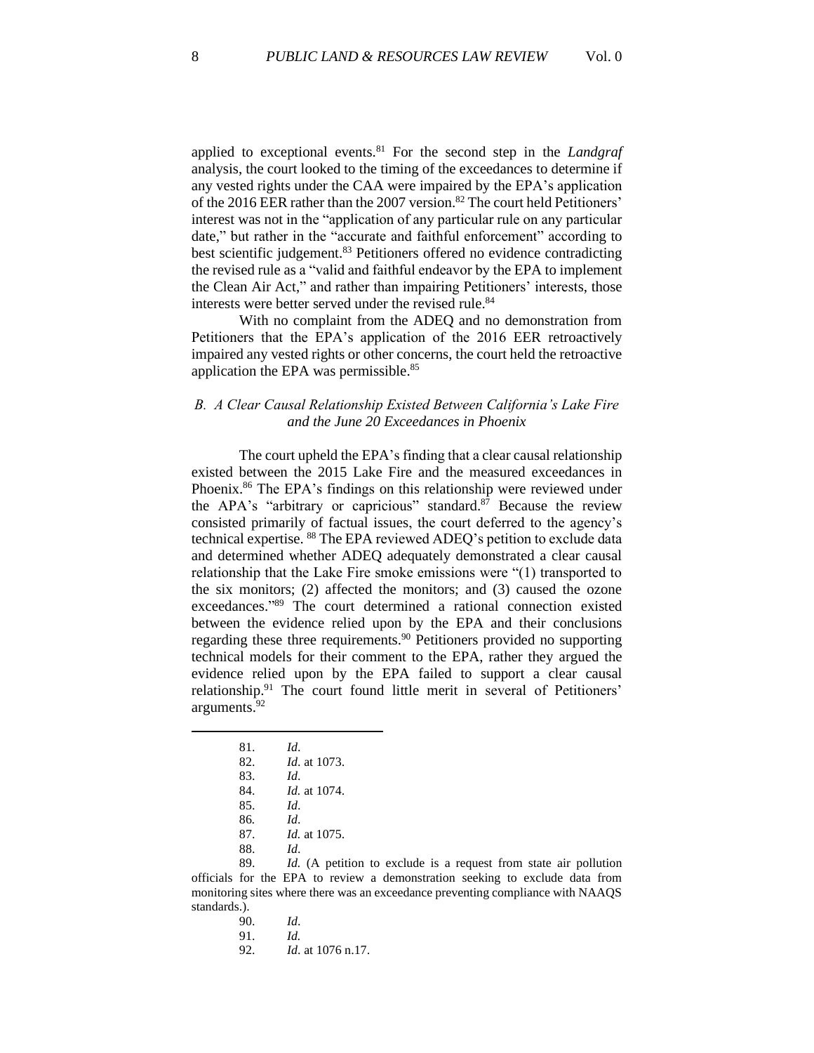applied to exceptional events.[81] For the second step in the *Landgraf* analysis, the court looked to the timing of the exceedances to determine if any vested rights under the CAA were impaired by the EPA's application of the 2016 EER rather than the 2007 version.[82] The court held Petitioners' interest was not in the "application of any particular rule on any particular date," but rather in the "accurate and faithful enforcement" according to best scientific judgement.[83] Petitioners offered no evidence contradicting the revised rule as a "valid and faithful endeavor by the EPA to implement the Clean Air Act," and rather than impairing Petitioners' interests, those interests were better served under the revised rule.[84]

With no complaint from the ADEQ and no demonstration from Petitioners that the EPA's application of the 2016 EER retroactively impaired any vested rights or other concerns, the court held the retroactive application the EPA was permissible.[85]

### *B. A Clear Causal Relationship Existed Between California's Lake Fire and the June 20 Exceedances in Phoenix*

The court upheld the EPA's finding that a clear causal relationship existed between the 2015 Lake Fire and the measured exceedances in Phoenix.[86] The EPA's findings on this relationship were reviewed under the APA's "arbitrary or capricious" standard.[87] Because the review consisted primarily of factual issues, the court deferred to the agency's technical expertise. [88] The EPA reviewed ADEQ's petition to exclude data and determined whether ADEQ adequately demonstrated a clear causal relationship that the Lake Fire smoke emissions were "(1) transported to the six monitors; (2) affected the monitors; and (3) caused the ozone exceedances."[89] The court determined a rational connection existed between the evidence relied upon by the EPA and their conclusions regarding these three requirements.[90] Petitioners provided no supporting technical models for their comment to the EPA, rather they argued the evidence relied upon by the EPA failed to support a clear causal relationship.[91] The court found little merit in several of Petitioners' arguments.[92]

---

81. *Id*.
82. *Id*. at 1073.
83. *Id*.
84. *Id.* at 1074.
85. *Id*.
86. *Id*.
87. *Id.* at 1075.
88. *Id*.
89. *Id.* (A petition to exclude is a request from state air pollution officials for the EPA to review a demonstration seeking to exclude data from monitoring sites where there was an exceedance preventing compliance with NAAQS standards.).
90. *Id*.
91. *Id.*
92. *Id*. at 1076 n.17.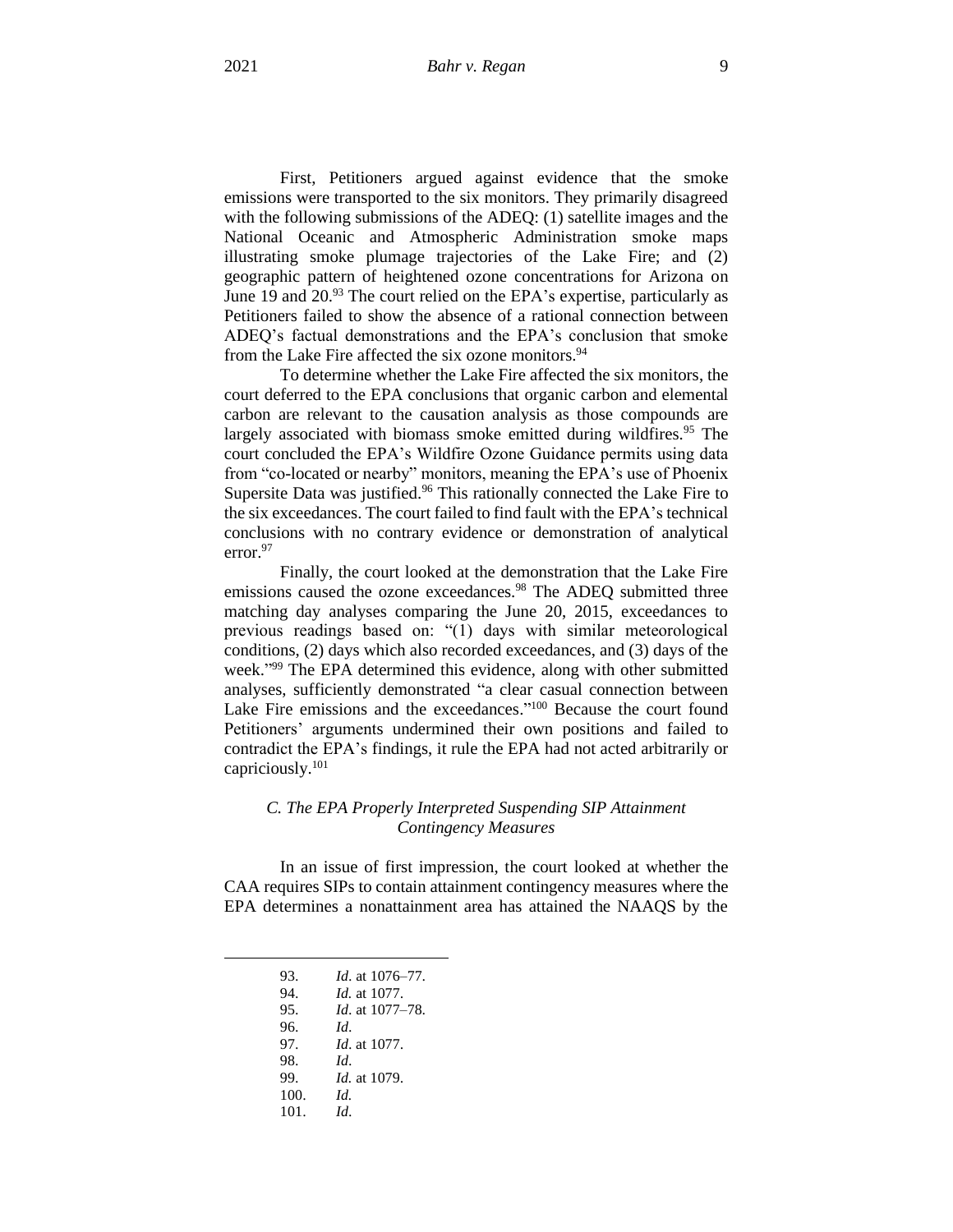First, Petitioners argued against evidence that the smoke emissions were transported to the six monitors. They primarily disagreed with the following submissions of the ADEQ: (1) satellite images and the National Oceanic and Atmospheric Administration smoke maps illustrating smoke plumage trajectories of the Lake Fire; and (2) geographic pattern of heightened ozone concentrations for Arizona on June 19 and 20.[93] The court relied on the EPA's expertise, particularly as Petitioners failed to show the absence of a rational connection between ADEQ's factual demonstrations and the EPA's conclusion that smoke from the Lake Fire affected the six ozone monitors.[94]

To determine whether the Lake Fire affected the six monitors, the court deferred to the EPA conclusions that organic carbon and elemental carbon are relevant to the causation analysis as those compounds are largely associated with biomass smoke emitted during wildfires.[95] The court concluded the EPA's Wildfire Ozone Guidance permits using data from "co-located or nearby" monitors, meaning the EPA's use of Phoenix Supersite Data was justified.[96] This rationally connected the Lake Fire to the six exceedances. The court failed to find fault with the EPA's technical conclusions with no contrary evidence or demonstration of analytical error.[97]

Finally, the court looked at the demonstration that the Lake Fire emissions caused the ozone exceedances.[98] The ADEQ submitted three matching day analyses comparing the June 20, 2015, exceedances to previous readings based on: "(1) days with similar meteorological conditions, (2) days which also recorded exceedances, and (3) days of the week."[99] The EPA determined this evidence, along with other submitted analyses, sufficiently demonstrated "a clear casual connection between Lake Fire emissions and the exceedances."[100] Because the court found Petitioners' arguments undermined their own positions and failed to contradict the EPA's findings, it rule the EPA had not acted arbitrarily or capriciously.[101]

### *C. The EPA Properly Interpreted Suspending SIP Attainment Contingency Measures*

In an issue of first impression, the court looked at whether the CAA requires SIPs to contain attainment contingency measures where the EPA determines a nonattainment area has attained the NAAQS by the

---

93. *Id*. at 1076–77.
94. *Id.* at 1077.
95. *Id*. at 1077–78.
96. *Id*.
97. *Id*. at 1077.
98. *Id*.
99. *Id.* at 1079.
100. *Id.*
101. *Id*.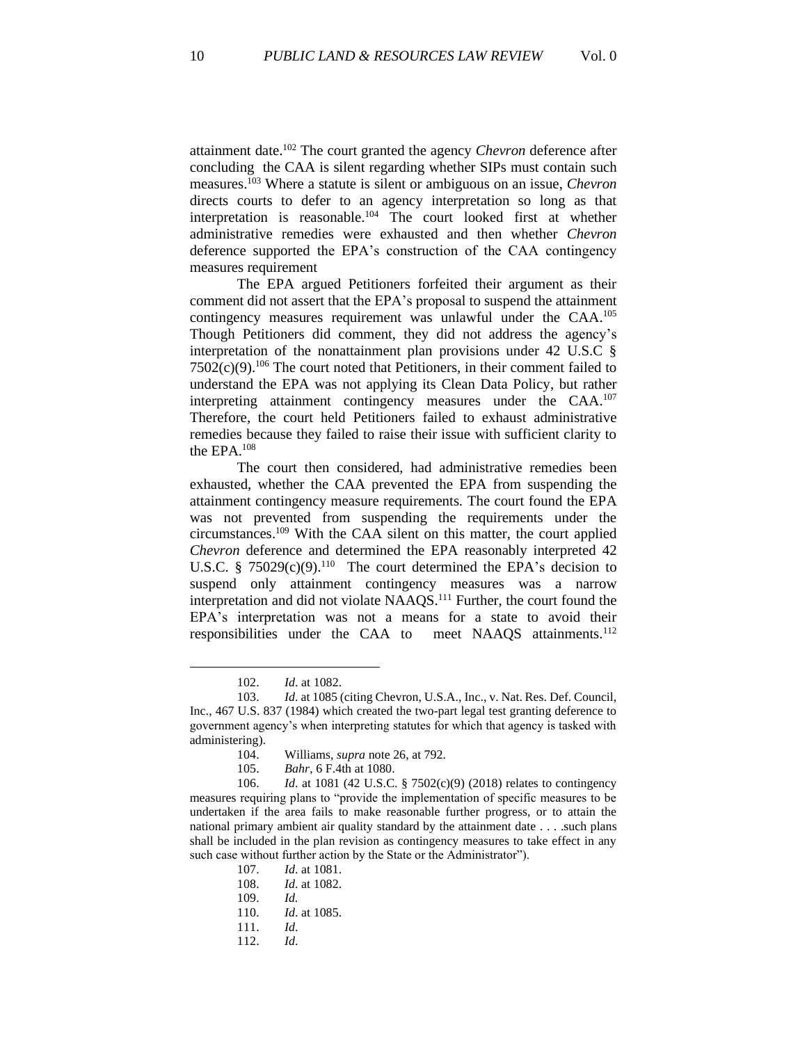attainment date.[102] The court granted the agency *Chevron* deference after concluding the CAA is silent regarding whether SIPs must contain such measures.[103] Where a statute is silent or ambiguous on an issue, *Chevron* directs courts to defer to an agency interpretation so long as that interpretation is reasonable.[104] The court looked first at whether administrative remedies were exhausted and then whether *Chevron* deference supported the EPA's construction of the CAA contingency measures requirement

The EPA argued Petitioners forfeited their argument as their comment did not assert that the EPA's proposal to suspend the attainment contingency measures requirement was unlawful under the CAA.[105] Though Petitioners did comment, they did not address the agency's interpretation of the nonattainment plan provisions under 42 U.S.C § 7502(c)(9).[106] The court noted that Petitioners, in their comment failed to understand the EPA was not applying its Clean Data Policy, but rather interpreting attainment contingency measures under the CAA.[107] Therefore, the court held Petitioners failed to exhaust administrative remedies because they failed to raise their issue with sufficient clarity to the EPA.[108]

The court then considered, had administrative remedies been exhausted, whether the CAA prevented the EPA from suspending the attainment contingency measure requirements. The court found the EPA was not prevented from suspending the requirements under the circumstances.[109] With the CAA silent on this matter, the court applied *Chevron* deference and determined the EPA reasonably interpreted 42 U.S.C. § 75029(c)(9).[110] The court determined the EPA's decision to suspend only attainment contingency measures was a narrow interpretation and did not violate NAAQS.[111] Further, the court found the EPA's interpretation was not a means for a state to avoid their responsibilities under the CAA to meet NAAQS attainments.[112]

---

102. *Id*. at 1082.

103. *Id*. at 1085 (citing Chevron, U.S.A., Inc., v. Nat. Res. Def. Council, Inc., 467 U.S. 837 (1984) which created the two-part legal test granting deference to government agency's when interpreting statutes for which that agency is tasked with administering).

104. Williams, *supra* note 26, at 792.

105. *Bahr*, 6 F.4th at 1080.

106. *Id*. at 1081 (42 U.S.C. § 7502(c)(9) (2018) relates to contingency measures requiring plans to "provide the implementation of specific measures to be undertaken if the area fails to make reasonable further progress, or to attain the national primary ambient air quality standard by the attainment date . . . .such plans shall be included in the plan revision as contingency measures to take effect in any such case without further action by the State or the Administrator").

107. *Id*. at 1081.

108. *Id*. at 1082.

109. *Id.*

110. *Id*. at 1085.

111. *Id*.

112. *Id*.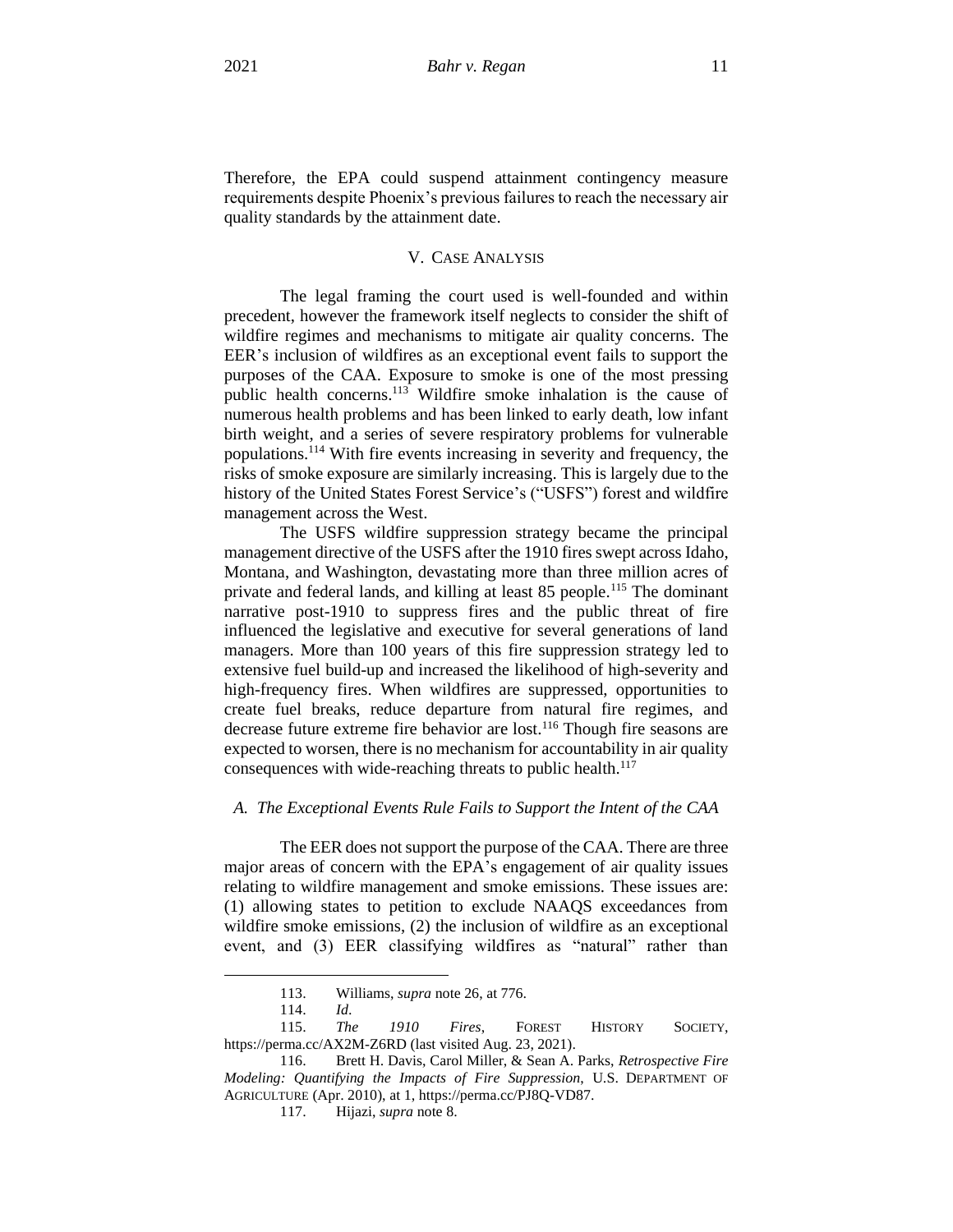Therefore, the EPA could suspend attainment contingency measure requirements despite Phoenix's previous failures to reach the necessary air quality standards by the attainment date.

## V. CASE ANALYSIS

The legal framing the court used is well-founded and within precedent, however the framework itself neglects to consider the shift of wildfire regimes and mechanisms to mitigate air quality concerns. The EER's inclusion of wildfires as an exceptional event fails to support the purposes of the CAA. Exposure to smoke is one of the most pressing public health concerns.[113] Wildfire smoke inhalation is the cause of numerous health problems and has been linked to early death, low infant birth weight, and a series of severe respiratory problems for vulnerable populations.[114] With fire events increasing in severity and frequency, the risks of smoke exposure are similarly increasing. This is largely due to the history of the United States Forest Service's ("USFS") forest and wildfire management across the West.

The USFS wildfire suppression strategy became the principal management directive of the USFS after the 1910 fires swept across Idaho, Montana, and Washington, devastating more than three million acres of private and federal lands, and killing at least 85 people.[115] The dominant narrative post-1910 to suppress fires and the public threat of fire influenced the legislative and executive for several generations of land managers. More than 100 years of this fire suppression strategy led to extensive fuel build-up and increased the likelihood of high-severity and high-frequency fires. When wildfires are suppressed, opportunities to create fuel breaks, reduce departure from natural fire regimes, and decrease future extreme fire behavior are lost.[116] Though fire seasons are expected to worsen, there is no mechanism for accountability in air quality consequences with wide-reaching threats to public health.[117]

### A. *The Exceptional Events Rule Fails to Support the Intent of the CAA*

The EER does not support the purpose of the CAA. There are three major areas of concern with the EPA's engagement of air quality issues relating to wildfire management and smoke emissions. These issues are: (1) allowing states to petition to exclude NAAQS exceedances from wildfire smoke emissions, (2) the inclusion of wildfire as an exceptional event, and (3) EER classifying wildfires as "natural" rather than

---

113. Williams, *supra* note 26, at 776.

114. *Id.*

115. *The 1910 Fires*, FOREST HISTORY SOCIETY, https://perma.cc/AX2M-Z6RD (last visited Aug. 23, 2021).

116. Brett H. Davis, Carol Miller, & Sean A. Parks, *Retrospective Fire Modeling: Quantifying the Impacts of Fire Suppression*, U.S. DEPARTMENT OF AGRICULTURE (Apr. 2010), at 1, https://perma.cc/PJ8Q-VD87.

117. Hijazi, *supra* note 8.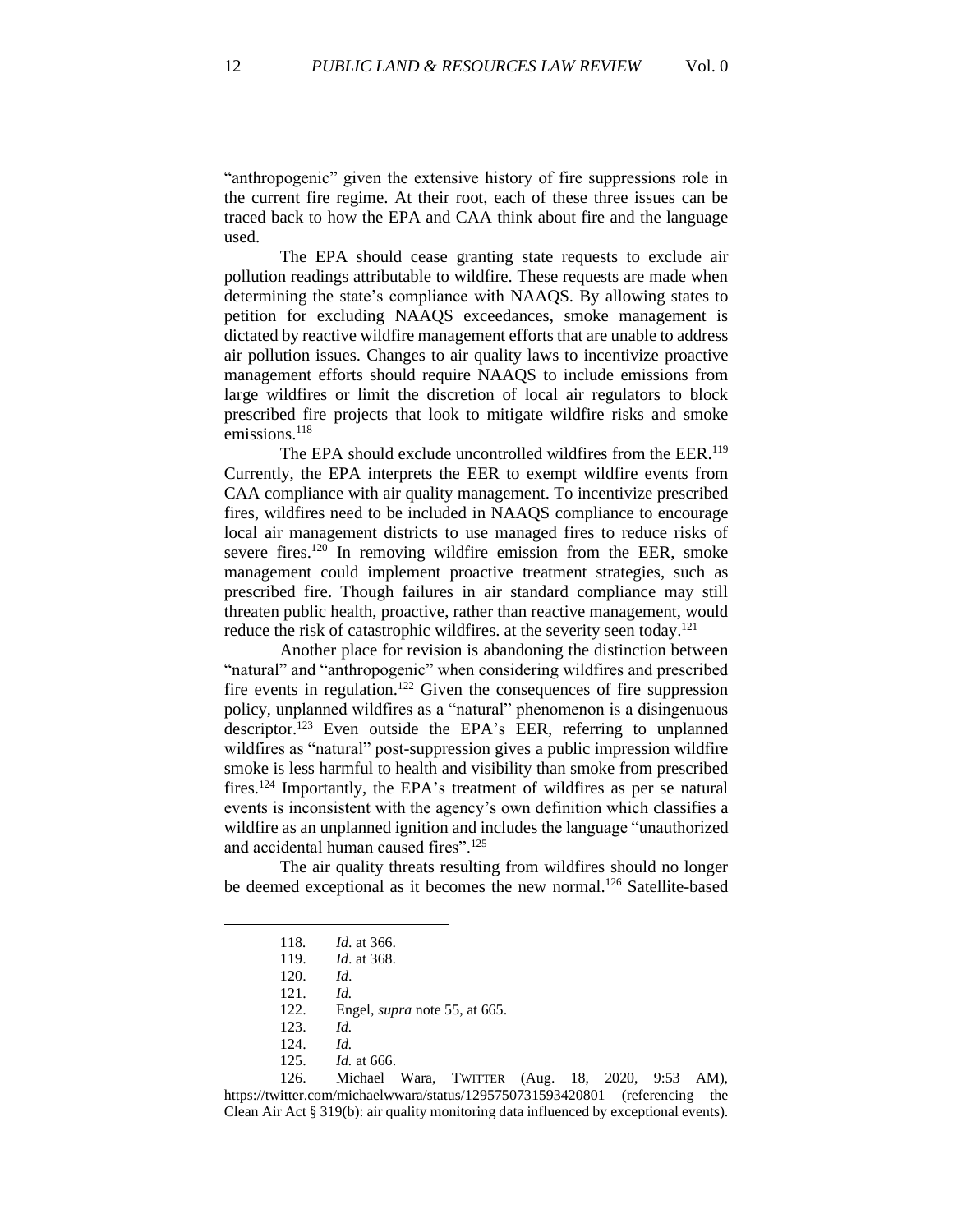"anthropogenic" given the extensive history of fire suppressions role in the current fire regime. At their root, each of these three issues can be traced back to how the EPA and CAA think about fire and the language used.

The EPA should cease granting state requests to exclude air pollution readings attributable to wildfire. These requests are made when determining the state's compliance with NAAQS. By allowing states to petition for excluding NAAQS exceedances, smoke management is dictated by reactive wildfire management efforts that are unable to address air pollution issues. Changes to air quality laws to incentivize proactive management efforts should require NAAQS to include emissions from large wildfires or limit the discretion of local air regulators to block prescribed fire projects that look to mitigate wildfire risks and smoke emissions.[118]

The EPA should exclude uncontrolled wildfires from the EER.[119] Currently, the EPA interprets the EER to exempt wildfire events from CAA compliance with air quality management. To incentivize prescribed fires, wildfires need to be included in NAAQS compliance to encourage local air management districts to use managed fires to reduce risks of severe fires.[120] In removing wildfire emission from the EER, smoke management could implement proactive treatment strategies, such as prescribed fire. Though failures in air standard compliance may still threaten public health, proactive, rather than reactive management, would reduce the risk of catastrophic wildfires. at the severity seen today.[121]

Another place for revision is abandoning the distinction between "natural" and "anthropogenic" when considering wildfires and prescribed fire events in regulation.[122] Given the consequences of fire suppression policy, unplanned wildfires as a "natural" phenomenon is a disingenuous descriptor.[123] Even outside the EPA's EER, referring to unplanned wildfires as "natural" post-suppression gives a public impression wildfire smoke is less harmful to health and visibility than smoke from prescribed fires.[124] Importantly, the EPA's treatment of wildfires as per se natural events is inconsistent with the agency's own definition which classifies a wildfire as an unplanned ignition and includes the language "unauthorized and accidental human caused fires".[125]

The air quality threats resulting from wildfires should no longer be deemed exceptional as it becomes the new normal.[126] Satellite-based

---

118. *Id*. at 366.

119. *Id*. at 368.

120. *Id*.

121. *Id.*

122. Engel, *supra* note 55, at 665.

123. *Id.*

124. *Id.*

125. *Id.* at 666.

126. Michael Wara, TWITTER (Aug. 18, 2020, 9:53 AM), https://twitter.com/michaelwwara/status/1295750731593420801 (referencing the Clean Air Act § 319(b): air quality monitoring data influenced by exceptional events).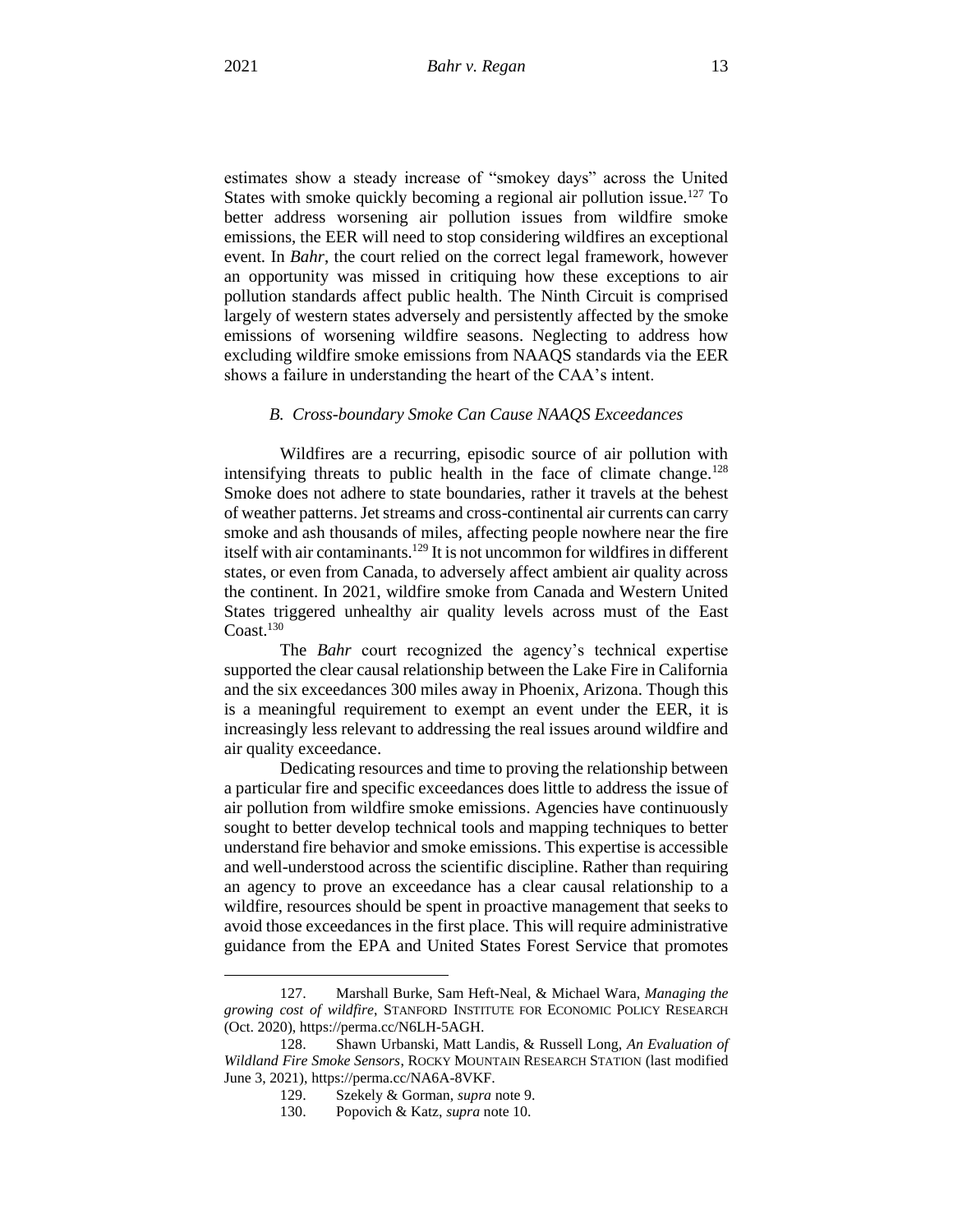estimates show a steady increase of "smokey days" across the United States with smoke quickly becoming a regional air pollution issue.[127] To better address worsening air pollution issues from wildfire smoke emissions, the EER will need to stop considering wildfires an exceptional event. In *Bahr*, the court relied on the correct legal framework, however an opportunity was missed in critiquing how these exceptions to air pollution standards affect public health. The Ninth Circuit is comprised largely of western states adversely and persistently affected by the smoke emissions of worsening wildfire seasons. Neglecting to address how excluding wildfire smoke emissions from NAAQS standards via the EER shows a failure in understanding the heart of the CAA's intent.

### *B. Cross-boundary Smoke Can Cause NAAQS Exceedances*

Wildfires are a recurring, episodic source of air pollution with intensifying threats to public health in the face of climate change.[128] Smoke does not adhere to state boundaries, rather it travels at the behest of weather patterns. Jet streams and cross-continental air currents can carry smoke and ash thousands of miles, affecting people nowhere near the fire itself with air contaminants.[129] It is not uncommon for wildfires in different states, or even from Canada, to adversely affect ambient air quality across the continent. In 2021, wildfire smoke from Canada and Western United States triggered unhealthy air quality levels across must of the East Coast.[130]

The *Bahr* court recognized the agency's technical expertise supported the clear causal relationship between the Lake Fire in California and the six exceedances 300 miles away in Phoenix, Arizona. Though this is a meaningful requirement to exempt an event under the EER, it is increasingly less relevant to addressing the real issues around wildfire and air quality exceedance.

Dedicating resources and time to proving the relationship between a particular fire and specific exceedances does little to address the issue of air pollution from wildfire smoke emissions. Agencies have continuously sought to better develop technical tools and mapping techniques to better understand fire behavior and smoke emissions. This expertise is accessible and well-understood across the scientific discipline. Rather than requiring an agency to prove an exceedance has a clear causal relationship to a wildfire, resources should be spent in proactive management that seeks to avoid those exceedances in the first place. This will require administrative guidance from the EPA and United States Forest Service that promotes

---

127. Marshall Burke, Sam Heft-Neal, & Michael Wara, *Managing the growing cost of wildfire*, STANFORD INSTITUTE FOR ECONOMIC POLICY RESEARCH (Oct. 2020), https://perma.cc/N6LH-5AGH.

128. Shawn Urbanski, Matt Landis, & Russell Long, *An Evaluation of Wildland Fire Smoke Sensors*, ROCKY MOUNTAIN RESEARCH STATION (last modified June 3, 2021), https://perma.cc/NA6A-8VKF.

129. Szekely & Gorman, *supra* note 9.

130. Popovich & Katz, *supra* note 10.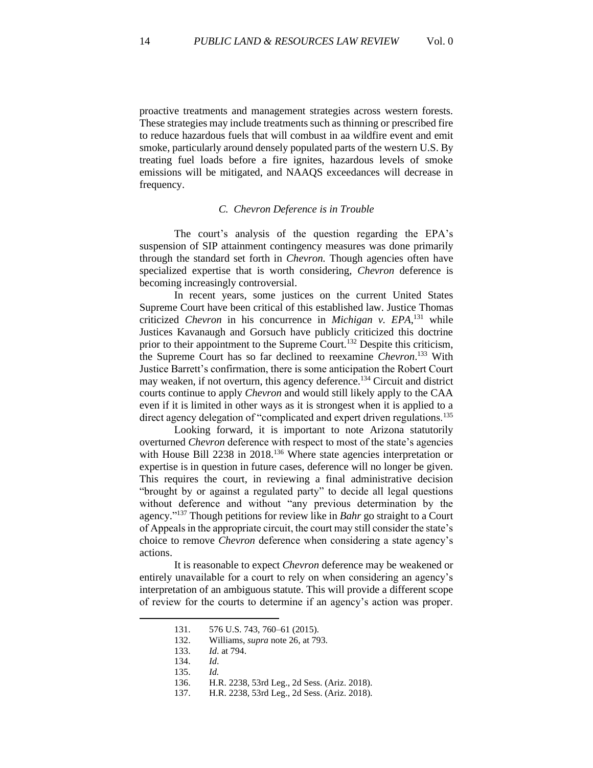proactive treatments and management strategies across western forests. These strategies may include treatments such as thinning or prescribed fire to reduce hazardous fuels that will combust in aa wildfire event and emit smoke, particularly around densely populated parts of the western U.S. By treating fuel loads before a fire ignites, hazardous levels of smoke emissions will be mitigated, and NAAQS exceedances will decrease in frequency.

### *C. Chevron Deference is in Trouble*

The court's analysis of the question regarding the EPA's suspension of SIP attainment contingency measures was done primarily through the standard set forth in *Chevron.* Though agencies often have specialized expertise that is worth considering, *Chevron* deference is becoming increasingly controversial.

In recent years, some justices on the current United States Supreme Court have been critical of this established law. Justice Thomas criticized *Chevron* in his concurrence in *Michigan v. EPA*,[131] while Justices Kavanaugh and Gorsuch have publicly criticized this doctrine prior to their appointment to the Supreme Court.[132] Despite this criticism, the Supreme Court has so far declined to reexamine *Chevron*.[133] With Justice Barrett's confirmation, there is some anticipation the Robert Court may weaken, if not overturn, this agency deference.[134] Circuit and district courts continue to apply *Chevron* and would still likely apply to the CAA even if it is limited in other ways as it is strongest when it is applied to a direct agency delegation of "complicated and expert driven regulations.[135]

Looking forward, it is important to note Arizona statutorily overturned *Chevron* deference with respect to most of the state's agencies with House Bill 2238 in 2018.[136] Where state agencies interpretation or expertise is in question in future cases, deference will no longer be given. This requires the court, in reviewing a final administrative decision "brought by or against a regulated party" to decide all legal questions without deference and without "any previous determination by the agency."[137] Though petitions for review like in *Bahr* go straight to a Court of Appeals in the appropriate circuit, the court may still consider the state's choice to remove *Chevron* deference when considering a state agency's actions.

It is reasonable to expect *Chevron* deference may be weakened or entirely unavailable for a court to rely on when considering an agency's interpretation of an ambiguous statute. This will provide a different scope of review for the courts to determine if an agency's action was proper.

---

131. 576 U.S. 743, 760–61 (2015).
132. Williams, *supra* note 26, at 793.
133. *Id*. at 794.
134. *Id*.
135. *Id.*
136. H.R. 2238, 53rd Leg., 2d Sess. (Ariz. 2018).
137. H.R. 2238, 53rd Leg., 2d Sess. (Ariz. 2018).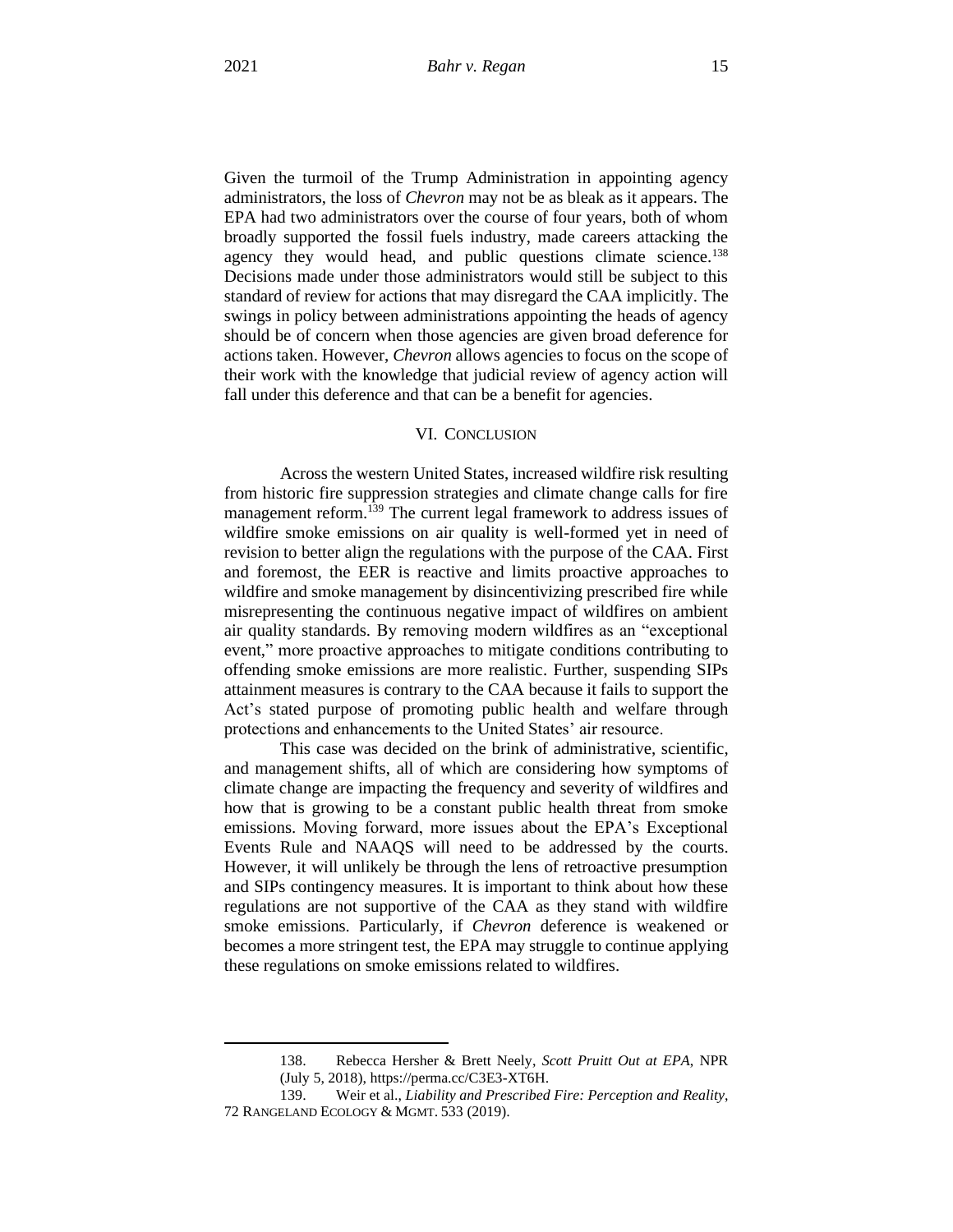Given the turmoil of the Trump Administration in appointing agency administrators, the loss of *Chevron* may not be as bleak as it appears. The EPA had two administrators over the course of four years, both of whom broadly supported the fossil fuels industry, made careers attacking the agency they would head, and public questions climate science.[138] Decisions made under those administrators would still be subject to this standard of review for actions that may disregard the CAA implicitly. The swings in policy between administrations appointing the heads of agency should be of concern when those agencies are given broad deference for actions taken. However, *Chevron* allows agencies to focus on the scope of their work with the knowledge that judicial review of agency action will fall under this deference and that can be a benefit for agencies.

## VI. CONCLUSION

Across the western United States, increased wildfire risk resulting from historic fire suppression strategies and climate change calls for fire management reform.[139] The current legal framework to address issues of wildfire smoke emissions on air quality is well-formed yet in need of revision to better align the regulations with the purpose of the CAA. First and foremost, the EER is reactive and limits proactive approaches to wildfire and smoke management by disincentivizing prescribed fire while misrepresenting the continuous negative impact of wildfires on ambient air quality standards. By removing modern wildfires as an "exceptional event," more proactive approaches to mitigate conditions contributing to offending smoke emissions are more realistic. Further, suspending SIPs attainment measures is contrary to the CAA because it fails to support the Act's stated purpose of promoting public health and welfare through protections and enhancements to the United States' air resource.

This case was decided on the brink of administrative, scientific, and management shifts, all of which are considering how symptoms of climate change are impacting the frequency and severity of wildfires and how that is growing to be a constant public health threat from smoke emissions. Moving forward, more issues about the EPA's Exceptional Events Rule and NAAQS will need to be addressed by the courts. However, it will unlikely be through the lens of retroactive presumption and SIPs contingency measures. It is important to think about how these regulations are not supportive of the CAA as they stand with wildfire smoke emissions. Particularly, if *Chevron* deference is weakened or becomes a more stringent test, the EPA may struggle to continue applying these regulations on smoke emissions related to wildfires.

---

138. Rebecca Hersher & Brett Neely, *Scott Pruitt Out at EPA*, NPR (July 5, 2018), https://perma.cc/C3E3-XT6H.

139. Weir et al., *Liability and Prescribed Fire: Perception and Reality*, 72 RANGELAND ECOLOGY & MGMT. 533 (2019).